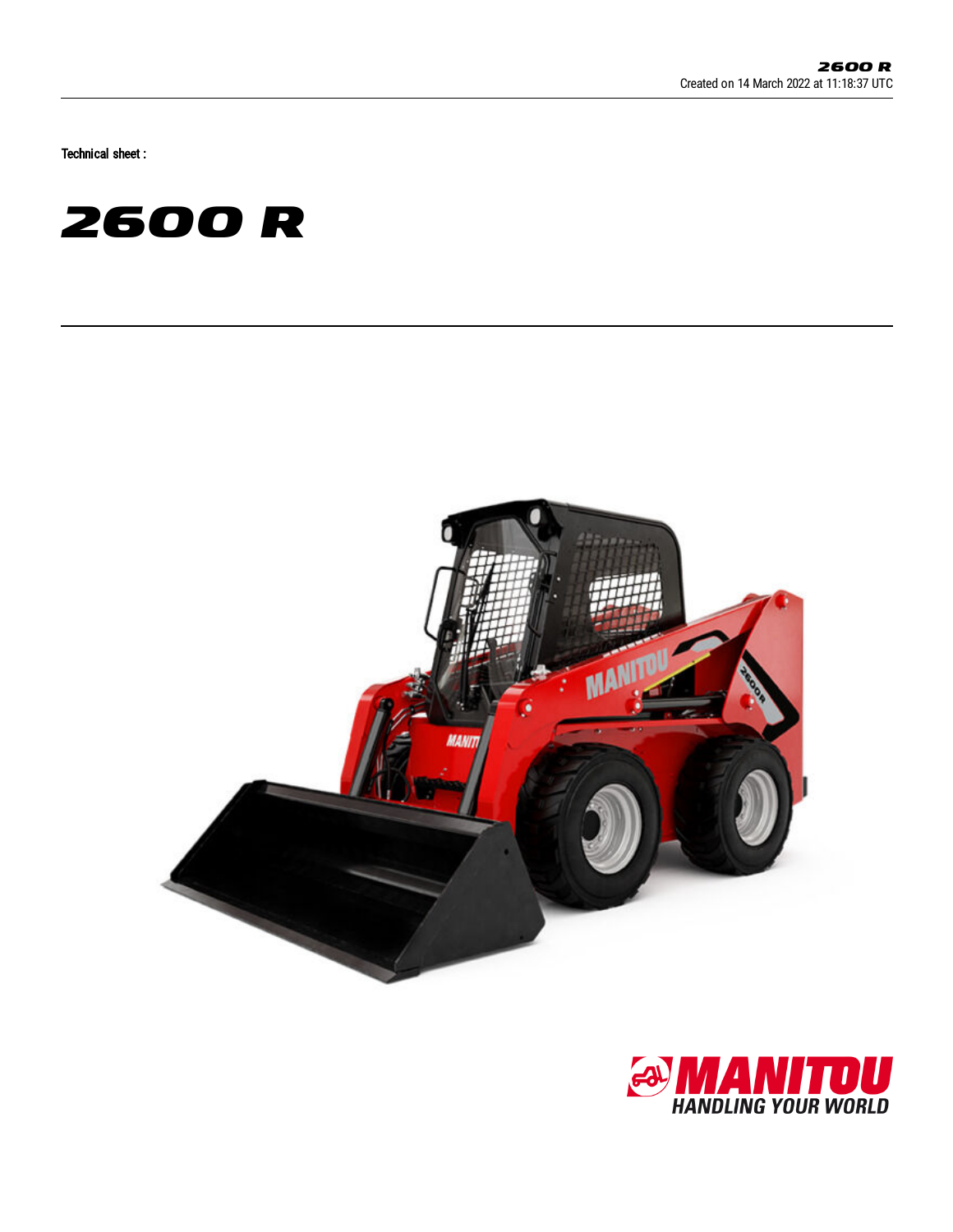Technical sheet :

# 2600 R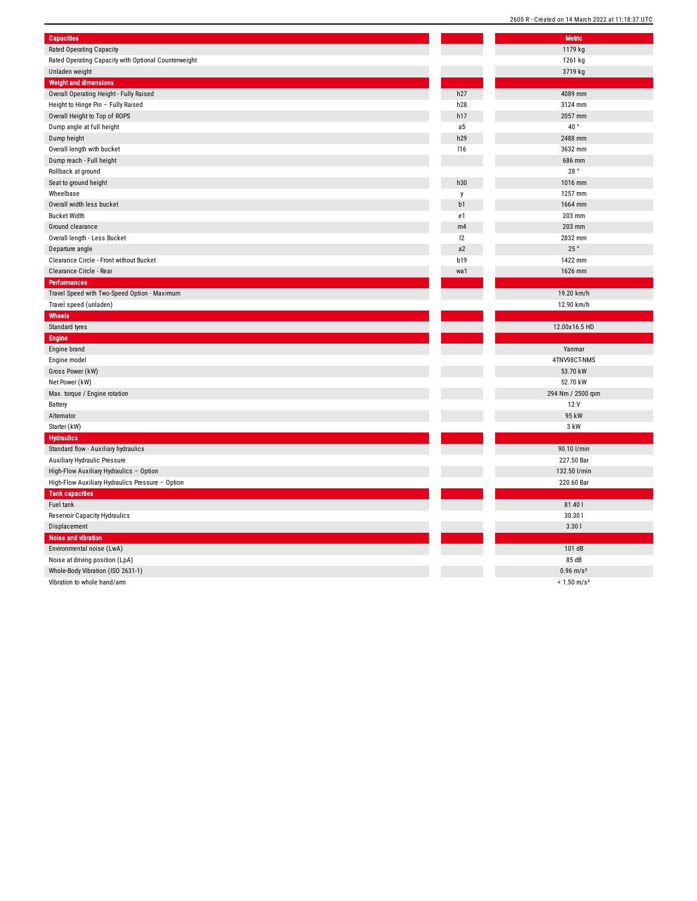| Capacities | | Metric |
|---|---|---|
| Rated Operating Capacity | | 1179 kg |
| Rated Operating Capacity with Optional Counterweight | | 1261 kg |
| Unladen weight | | 3719 kg |
| **Weight and dimensions** | | |
| Overall Operating Height - Fully Raised | h27 | 4089 mm |
| Height to Hinge Pin – Fully Raised | h28 | 3124 mm |
| Overall Height to Top of ROPS | h17 | 2057 mm |
| Dump angle at full height | a5 | 40 ° |
| Dump height | h29 | 2488 mm |
| Overall length with bucket | l16 | 3632 mm |
| Dump reach - Full height | | 686 mm |
| Rollback at ground | | 28 ° |
| Seat to ground height | h30 | 1016 mm |
| Wheelbase | y | 1257 mm |
| Overall width less bucket | b1 | 1664 mm |
| Bucket Width | e1 | 203 mm |
| Ground clearance | m4 | 203 mm |
| Overall length - Less Bucket | l2 | 2832 mm |
| Departure angle | a2 | 25 ° |
| Clearance Circle - Front without Bucket | b19 | 1422 mm |
| Clearance Circle - Rear | wa1 | 1626 mm |
| **Performances** | | |
| Travel Speed with Two-Speed Option - Maximum | | 19.20 km/h |
| Travel speed (unladen) | | 12.90 km/h |
| **Wheels** | | |
| Standard tyres | | 12.00x16.5 HD |
| **Engine** | | |
| Engine brand | | Yanmar |
| Engine model | | 4TNV98CT-NMS |
| Gross Power (kW) | | 53.70 kW |
| Net Power (kW) | | 52.70 kW |
| Max. torque / Engine rotation | | 294 Nm / 2500 rpm |
| Battery | | 12 V |
| Alternator | | 95 kW |
| Starter (kW) | | 3 kW |
| **Hydraulics** | | |
| Standard flow - Auxiliary hydraulics | | 90.10 l/min |
| Auxiliary Hydraulic Pressure | | 227.50 Bar |
| High-Flow Auxiliary Hydraulics – Option | | 132.50 l/min |
| High-Flow Auxiliary Hydraulics Pressure – Option | | 220.60 Bar |
| **Tank capacities** | | |
| Fuel tank | | 81.40 l |
| Reservoir Capacity Hydraulics | | 30.30 l |
| Displacement | | 3.30 l |
| **Noise and vibration** | | |
| Environmental noise (LwA) | | 101 dB |
| Noise at driving position (LpA) | | 85 dB |
| Whole-Body Vibration (ISO 2631-1) | | 0.96 m/s² |
| Vibration to whole hand/arm | | < 1.50 m/s² |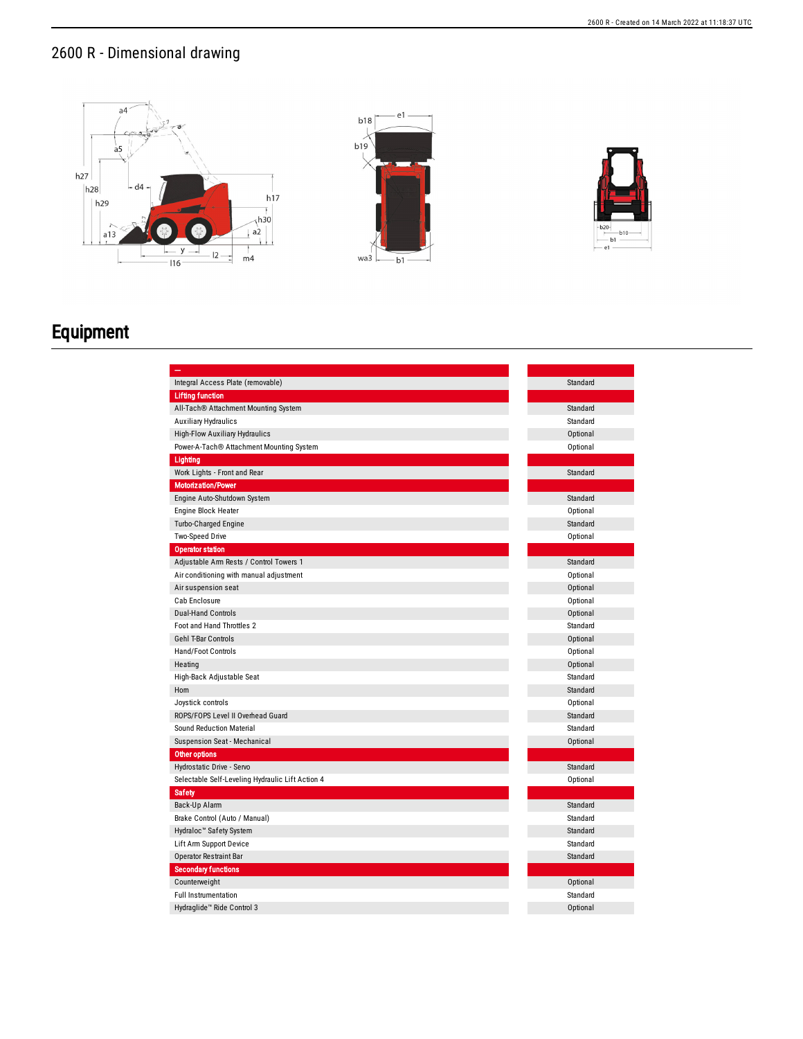## 2600 R - Dimensional drawing

# Equipment

| – | |
|---|---|
| Integral Access Plate (removable) | Standard |
| **Lifting function** | |
| All-Tach® Attachment Mounting System | Standard |
| Auxiliary Hydraulics | Standard |
| High-Flow Auxiliary Hydraulics | Optional |
| Power-A-Tach® Attachment Mounting System | Optional |
| **Lighting** | |
| Work Lights - Front and Rear | Standard |
| **Motorization/Power** | |
| Engine Auto-Shutdown System | Standard |
| Engine Block Heater | Optional |
| Turbo-Charged Engine | Standard |
| Two-Speed Drive | Optional |
| **Operator station** | |
| Adjustable Arm Rests / Control Towers 1 | Standard |
| Air conditioning with manual adjustment | Optional |
| Air suspension seat | Optional |
| Cab Enclosure | Optional |
| Dual-Hand Controls | Optional |
| Foot and Hand Throttles 2 | Standard |
| Gehl T-Bar Controls | Optional |
| Hand/Foot Controls | Optional |
| Heating | Optional |
| High-Back Adjustable Seat | Standard |
| Horn | Standard |
| Joystick controls | Optional |
| ROPS/FOPS Level II Overhead Guard | Standard |
| Sound Reduction Material | Standard |
| Suspension Seat - Mechanical | Optional |
| **Other options** | |
| Hydrostatic Drive - Servo | Standard |
| Selectable Self-Leveling Hydraulic Lift Action 4 | Optional |
| **Safety** | |
| Back-Up Alarm | Standard |
| Brake Control (Auto / Manual) | Standard |
| Hydraloc™ Safety System | Standard |
| Lift Arm Support Device | Standard |
| Operator Restraint Bar | Standard |
| **Secondary functions** | |
| Counterweight | Optional |
| Full Instrumentation | Standard |
| Hydraglide™ Ride Control 3 | Optional |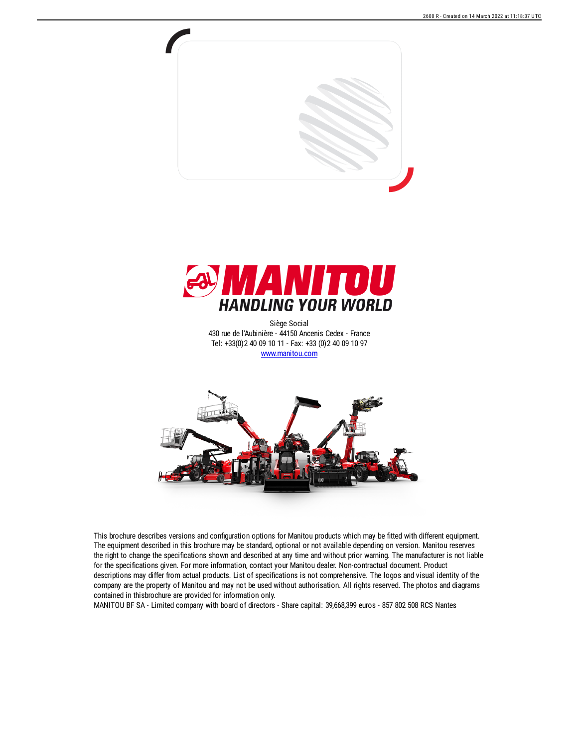Siège Social
430 rue de l'Aubinière - 44150 Ancenis Cedex - France
Tel: +33(0)2 40 09 10 11 - Fax: +33 (0)2 40 09 10 97
www.manitou.com

This brochure describes versions and configuration options for Manitou products which may be fitted with different equipment. The equipment described in this brochure may be standard, optional or not available depending on version. Manitou reserves the right to change the specifications shown and described at any time and without prior warning. The manufacturer is not liable for the specifications given. For more information, contact your Manitou dealer. Non-contractual document. Product descriptions may differ from actual products. List of specifications is not comprehensive. The logos and visual identity of the company are the property of Manitou and may not be used without authorisation. All rights reserved. The photos and diagrams contained in thisbrochure are provided for information only.
MANITOU BF SA - Limited company with board of directors - Share capital: 39,668,399 euros - 857 802 508 RCS Nantes